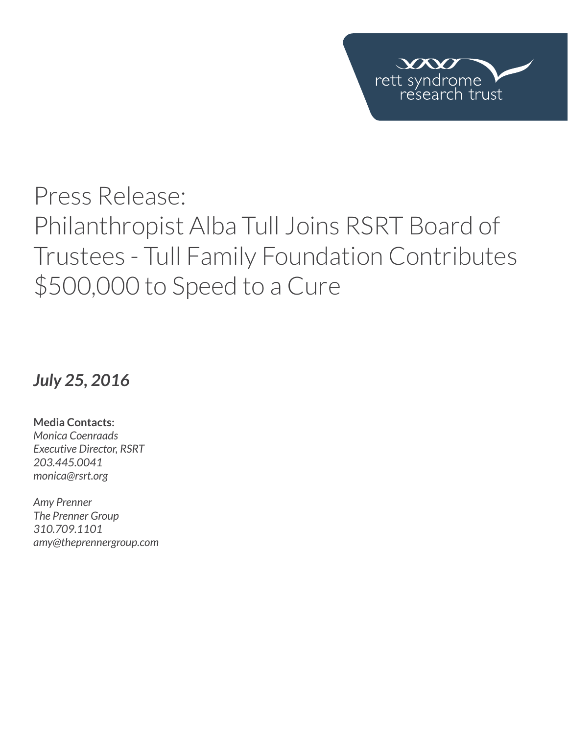rett syndrome research trust

# Press Release: Philanthropist Alba Tull Joins RSRT Board of Trustees - Tull Family Foundation Contributes $500,000 to Speed to a Cure

***July 25, 2016***

**Media Contacts:**
*Monica Coenraads*
*Executive Director, RSRT*
*203.445.0041*
*monica@rsrt.org*

*Amy Prenner*
*The Prenner Group*
*310.709.1101*
*amy@theprennergroup.com*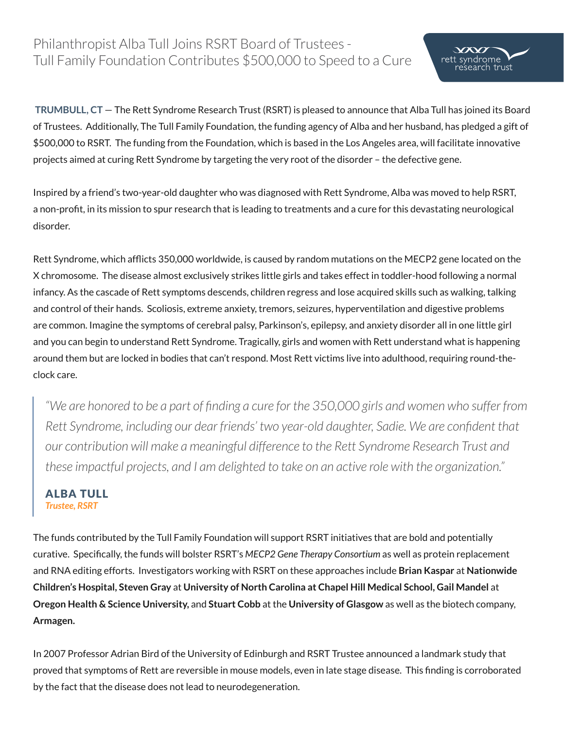# Philanthropist Alba Tull Joins RSRT Board of Trustees - Tull Family Foundation Contributes $500,000 to Speed to a Cure

**TRUMBULL, CT** — The Rett Syndrome Research Trust (RSRT) is pleased to announce that Alba Tull has joined its Board of Trustees. Additionally, The Tull Family Foundation, the funding agency of Alba and her husband, has pledged a gift of $500,000 to RSRT. The funding from the Foundation, which is based in the Los Angeles area, will facilitate innovative projects aimed at curing Rett Syndrome by targeting the very root of the disorder – the defective gene.

Inspired by a friend's two-year-old daughter who was diagnosed with Rett Syndrome, Alba was moved to help RSRT, a non-profit, in its mission to spur research that is leading to treatments and a cure for this devastating neurological disorder.

Rett Syndrome, which afflicts 350,000 worldwide, is caused by random mutations on the MECP2 gene located on the X chromosome. The disease almost exclusively strikes little girls and takes effect in toddler-hood following a normal infancy. As the cascade of Rett symptoms descends, children regress and lose acquired skills such as walking, talking and control of their hands. Scoliosis, extreme anxiety, tremors, seizures, hyperventilation and digestive problems are common. Imagine the symptoms of cerebral palsy, Parkinson's, epilepsy, and anxiety disorder all in one little girl and you can begin to understand Rett Syndrome. Tragically, girls and women with Rett understand what is happening around them but are locked in bodies that can't respond. Most Rett victims live into adulthood, requiring round-the-clock care.

> *"We are honored to be a part of finding a cure for the 350,000 girls and women who suffer from Rett Syndrome, including our dear friends' two year-old daughter, Sadie. We are confident that our contribution will make a meaningful difference to the Rett Syndrome Research Trust and these impactful projects, and I am delighted to take on an active role with the organization."*
>
> **ALBA TULL**
> ***Trustee, RSRT***

The funds contributed by the Tull Family Foundation will support RSRT initiatives that are bold and potentially curative. Specifically, the funds will bolster RSRT's *MECP2 Gene Therapy Consortium* as well as protein replacement and RNA editing efforts. Investigators working with RSRT on these approaches include **Brian Kaspar** at **Nationwide Children's Hospital, Steven Gray** at **University of North Carolina at Chapel Hill Medical School, Gail Mandel** at **Oregon Health & Science University,** and **Stuart Cobb** at the **University of Glasgow** as well as the biotech company, **Armagen.**

In 2007 Professor Adrian Bird of the University of Edinburgh and RSRT Trustee announced a landmark study that proved that symptoms of Rett are reversible in mouse models, even in late stage disease. This finding is corroborated by the fact that the disease does not lead to neurodegeneration.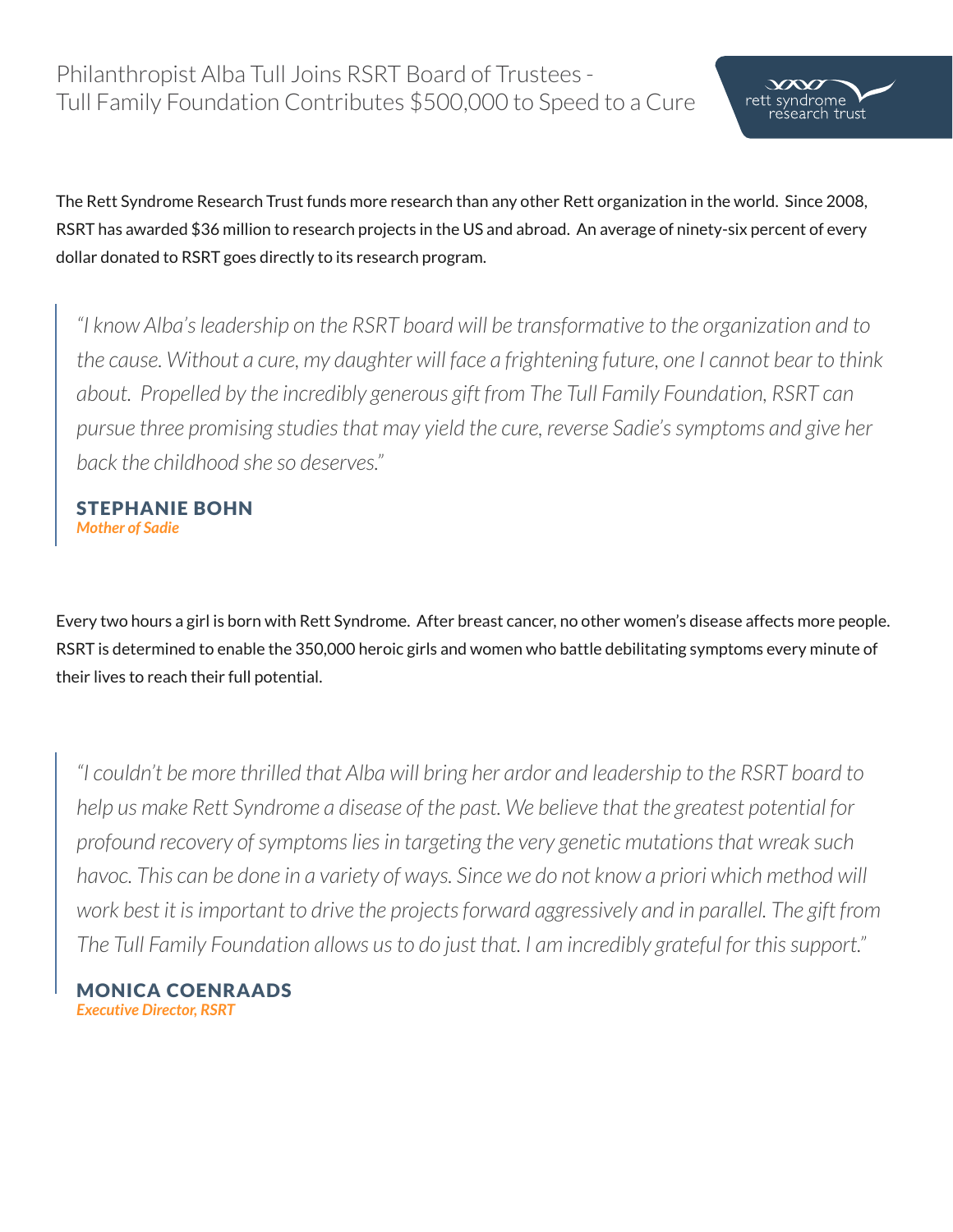# Philanthropist Alba Tull Joins RSRT Board of Trustees - Tull Family Foundation Contributes $500,000 to Speed to a Cure

rett syndrome research trust

The Rett Syndrome Research Trust funds more research than any other Rett organization in the world. Since 2008, RSRT has awarded $36 million to research projects in the US and abroad. An average of ninety-six percent of every dollar donated to RSRT goes directly to its research program.

> *"I know Alba's leadership on the RSRT board will be transformative to the organization and to the cause. Without a cure, my daughter will face a frightening future, one I cannot bear to think about. Propelled by the incredibly generous gift from The Tull Family Foundation, RSRT can pursue three promising studies that may yield the cure, reverse Sadie's symptoms and give her back the childhood she so deserves."*
>
> **STEPHANIE BOHN**
> *Mother of Sadie*

Every two hours a girl is born with Rett Syndrome. After breast cancer, no other women's disease affects more people. RSRT is determined to enable the 350,000 heroic girls and women who battle debilitating symptoms every minute of their lives to reach their full potential.

> *"I couldn't be more thrilled that Alba will bring her ardor and leadership to the RSRT board to help us make Rett Syndrome a disease of the past. We believe that the greatest potential for profound recovery of symptoms lies in targeting the very genetic mutations that wreak such havoc. This can be done in a variety of ways. Since we do not know a priori which method will work best it is important to drive the projects forward aggressively and in parallel. The gift from The Tull Family Foundation allows us to do just that. I am incredibly grateful for this support."*
>
> **MONICA COENRAADS**
> *Executive Director, RSRT*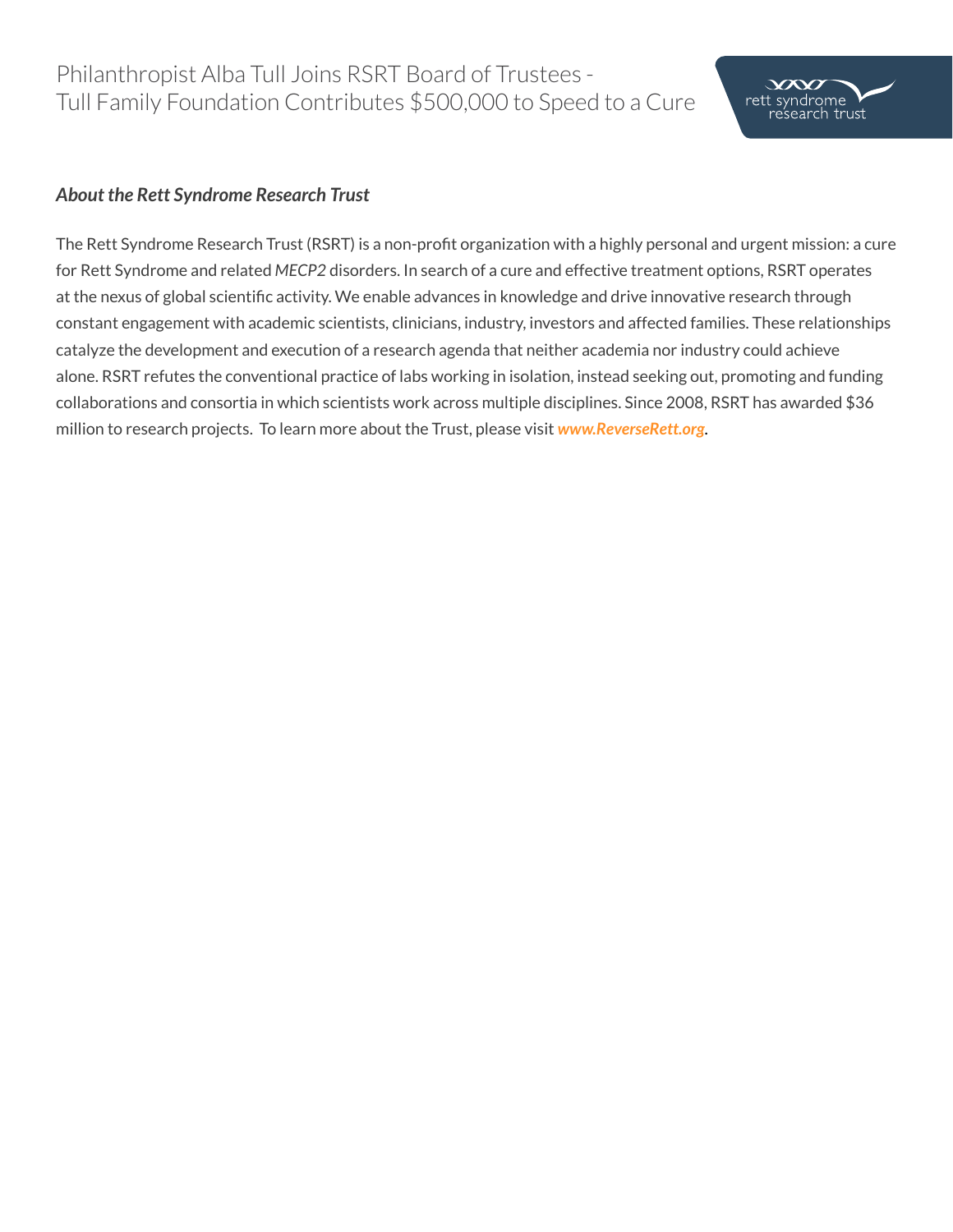### *About the Rett Syndrome Research Trust*

The Rett Syndrome Research Trust (RSRT) is a non-profit organization with a highly personal and urgent mission: a cure for Rett Syndrome and related *MECP2* disorders. In search of a cure and effective treatment options, RSRT operates at the nexus of global scientific activity. We enable advances in knowledge and drive innovative research through constant engagement with academic scientists, clinicians, industry, investors and affected families. These relationships catalyze the development and execution of a research agenda that neither academia nor industry could achieve alone. RSRT refutes the conventional practice of labs working in isolation, instead seeking out, promoting and funding collaborations and consortia in which scientists work across multiple disciplines. Since 2008, RSRT has awarded $36 million to research projects. To learn more about the Trust, please visit ***www.ReverseRett.org***.